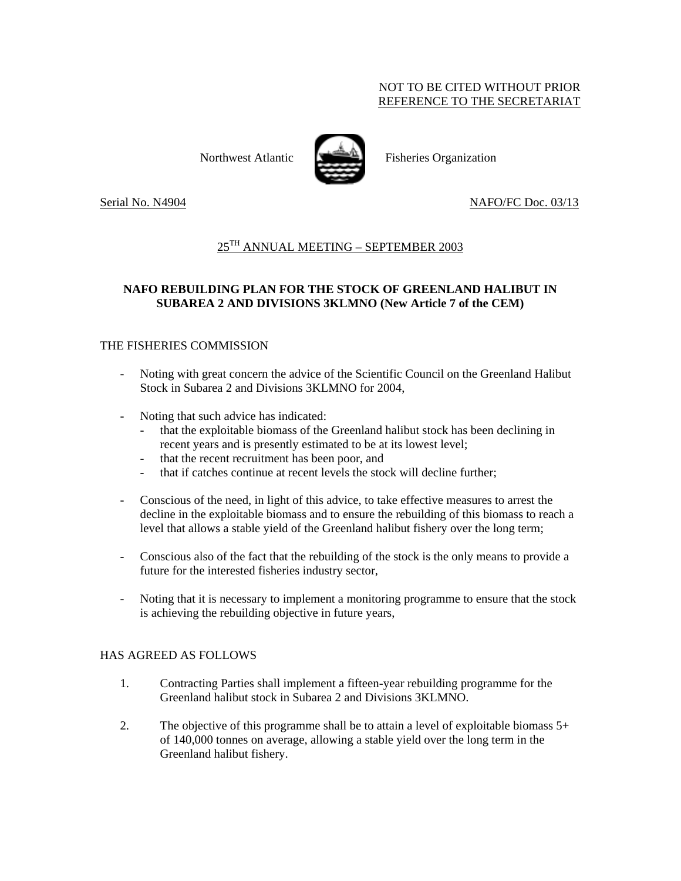NOT TO BE CITED WITHOUT PRIOR
REFERENCE TO THE SECRETARIAT

Northwest Atlantic Fisheries Organization

Serial No. N4904 NAFO/FC Doc. 03/13

25TH ANNUAL MEETING – SEPTEMBER 2003

**NAFO REBUILDING PLAN FOR THE STOCK OF GREENLAND HALIBUT IN SUBAREA 2 AND DIVISIONS 3KLMNO (New Article 7 of the CEM)**

THE FISHERIES COMMISSION

- Noting with great concern the advice of the Scientific Council on the Greenland Halibut Stock in Subarea 2 and Divisions 3KLMNO for 2004,
- Noting that such advice has indicated:
  - that the exploitable biomass of the Greenland halibut stock has been declining in recent years and is presently estimated to be at its lowest level;
  - that the recent recruitment has been poor, and
  - that if catches continue at recent levels the stock will decline further;
- Conscious of the need, in light of this advice, to take effective measures to arrest the decline in the exploitable biomass and to ensure the rebuilding of this biomass to reach a level that allows a stable yield of the Greenland halibut fishery over the long term;
- Conscious also of the fact that the rebuilding of the stock is the only means to provide a future for the interested fisheries industry sector,
- Noting that it is necessary to implement a monitoring programme to ensure that the stock is achieving the rebuilding objective in future years,

HAS AGREED AS FOLLOWS

1. Contracting Parties shall implement a fifteen-year rebuilding programme for the Greenland halibut stock in Subarea 2 and Divisions 3KLMNO.
2. The objective of this programme shall be to attain a level of exploitable biomass 5+ of 140,000 tonnes on average, allowing a stable yield over the long term in the Greenland halibut fishery.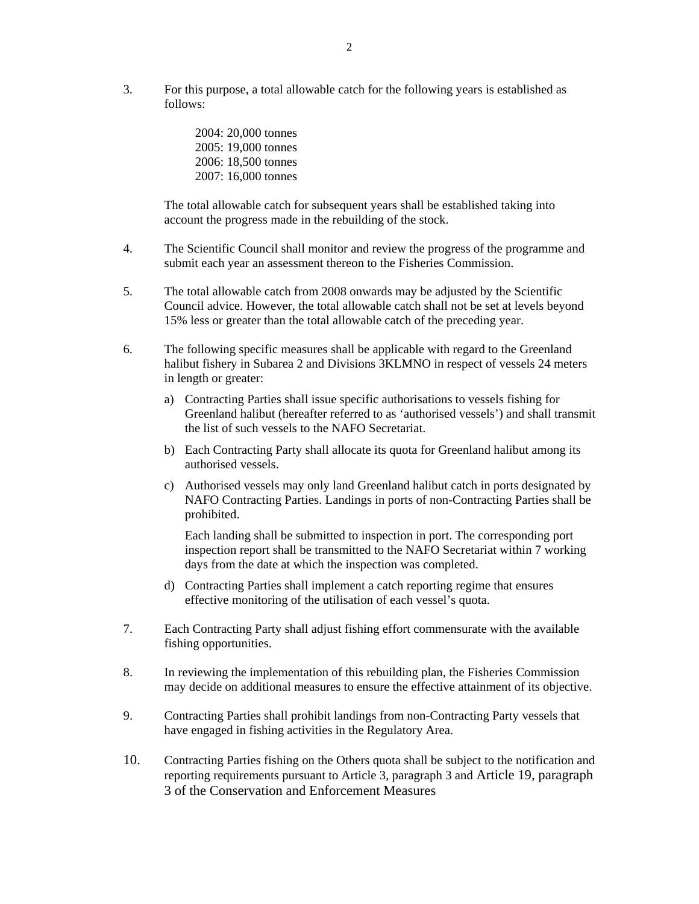3. For this purpose, a total allowable catch for the following years is established as follows:

   2004: 20,000 tonnes
   2005: 19,000 tonnes
   2006: 18,500 tonnes
   2007: 16,000 tonnes

   The total allowable catch for subsequent years shall be established taking into account the progress made in the rebuilding of the stock.

4. The Scientific Council shall monitor and review the progress of the programme and submit each year an assessment thereon to the Fisheries Commission.

5. The total allowable catch from 2008 onwards may be adjusted by the Scientific Council advice. However, the total allowable catch shall not be set at levels beyond 15% less or greater than the total allowable catch of the preceding year.

6. The following specific measures shall be applicable with regard to the Greenland halibut fishery in Subarea 2 and Divisions 3KLMNO in respect of vessels 24 meters in length or greater:

   a) Contracting Parties shall issue specific authorisations to vessels fishing for Greenland halibut (hereafter referred to as 'authorised vessels') and shall transmit the list of such vessels to the NAFO Secretariat.

   b) Each Contracting Party shall allocate its quota for Greenland halibut among its authorised vessels.

   c) Authorised vessels may only land Greenland halibut catch in ports designated by NAFO Contracting Parties. Landings in ports of non-Contracting Parties shall be prohibited.

      Each landing shall be submitted to inspection in port. The corresponding port inspection report shall be transmitted to the NAFO Secretariat within 7 working days from the date at which the inspection was completed.

   d) Contracting Parties shall implement a catch reporting regime that ensures effective monitoring of the utilisation of each vessel's quota.

7. Each Contracting Party shall adjust fishing effort commensurate with the available fishing opportunities.

8. In reviewing the implementation of this rebuilding plan, the Fisheries Commission may decide on additional measures to ensure the effective attainment of its objective.

9. Contracting Parties shall prohibit landings from non-Contracting Party vessels that have engaged in fishing activities in the Regulatory Area.

10. Contracting Parties fishing on the Others quota shall be subject to the notification and reporting requirements pursuant to Article 3, paragraph 3 and Article 19, paragraph 3 of the Conservation and Enforcement Measures